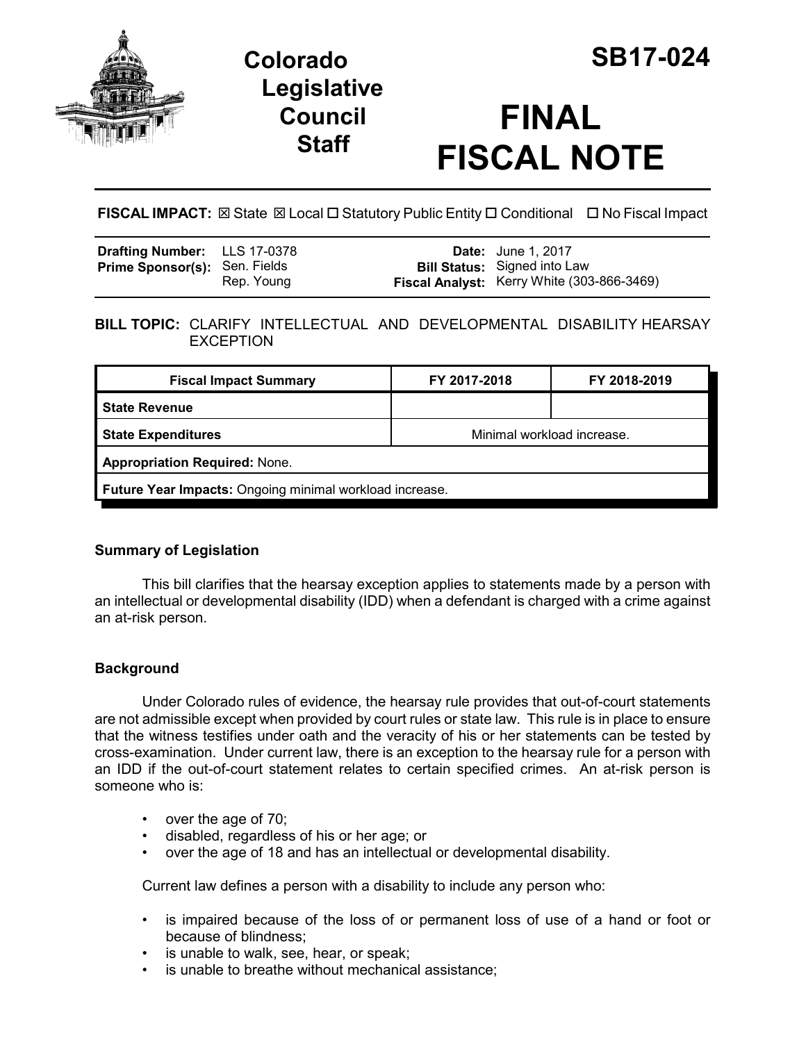# Colorado Legislative Council Staff

# SB17-024

# FINAL FISCAL NOTE

**FISCAL IMPACT:** ☒ State ☒ Local ☐ Statutory Public Entity ☐ Conditional ☐ No Fiscal Impact

| | | | |
|---|---|---|---|
| **Drafting Number:** | LLS 17-0378 | **Date:** | June 1, 2017 |
| **Prime Sponsor(s):** | Sen. Fields<br>Rep. Young | **Bill Status:** | Signed into Law |
| | | **Fiscal Analyst:** | Kerry White (303-866-3469) |

**BILL TOPIC:** CLARIFY INTELLECTUAL AND DEVELOPMENTAL DISABILITY HEARSAY EXCEPTION

| Fiscal Impact Summary | FY 2017-2018 | FY 2018-2019 |
|---|---|---|
| **State Revenue** | | |
| **State Expenditures** | Minimal workload increase. | |
| **Appropriation Required:** None. | | |
| **Future Year Impacts:** Ongoing minimal workload increase. | | |

### Summary of Legislation

This bill clarifies that the hearsay exception applies to statements made by a person with an intellectual or developmental disability (IDD) when a defendant is charged with a crime against an at-risk person.

### Background

Under Colorado rules of evidence, the hearsay rule provides that out-of-court statements are not admissible except when provided by court rules or state law. This rule is in place to ensure that the witness testifies under oath and the veracity of his or her statements can be tested by cross-examination. Under current law, there is an exception to the hearsay rule for a person with an IDD if the out-of-court statement relates to certain specified crimes. An at-risk person is someone who is:

- over the age of 70;
- disabled, regardless of his or her age; or
- over the age of 18 and has an intellectual or developmental disability.

Current law defines a person with a disability to include any person who:

- is impaired because of the loss of or permanent loss of use of a hand or foot or because of blindness;
- is unable to walk, see, hear, or speak;
- is unable to breathe without mechanical assistance;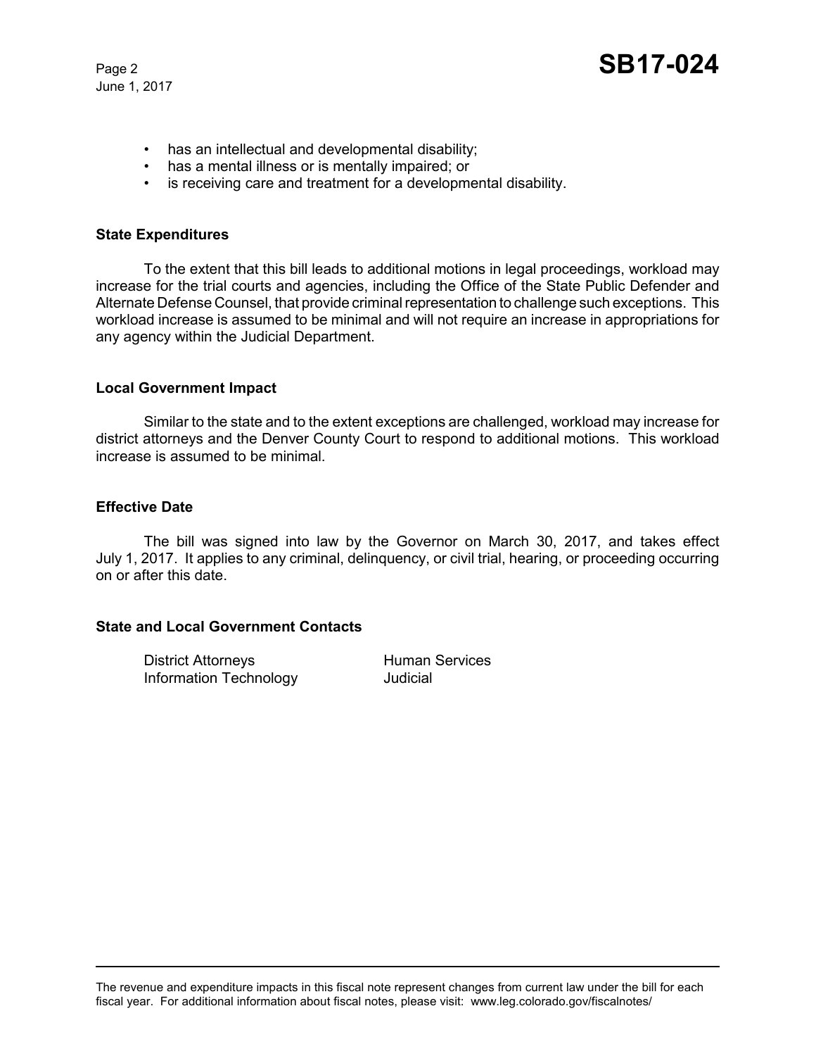- has an intellectual and developmental disability;
- has a mental illness or is mentally impaired; or
- is receiving care and treatment for a developmental disability.

**State Expenditures**

To the extent that this bill leads to additional motions in legal proceedings, workload may increase for the trial courts and agencies, including the Office of the State Public Defender and Alternate Defense Counsel, that provide criminal representation to challenge such exceptions. This workload increase is assumed to be minimal and will not require an increase in appropriations for any agency within the Judicial Department.

**Local Government Impact**

Similar to the state and to the extent exceptions are challenged, workload may increase for district attorneys and the Denver County Court to respond to additional motions. This workload increase is assumed to be minimal.

**Effective Date**

The bill was signed into law by the Governor on March 30, 2017, and takes effect July 1, 2017. It applies to any criminal, delinquency, or civil trial, hearing, or proceeding occurring on or after this date.

**State and Local Government Contacts**

| | |
|---|---|
| District Attorneys | Human Services |
| Information Technology | Judicial |

The revenue and expenditure impacts in this fiscal note represent changes from current law under the bill for each fiscal year. For additional information about fiscal notes, please visit: www.leg.colorado.gov/fiscalnotes/